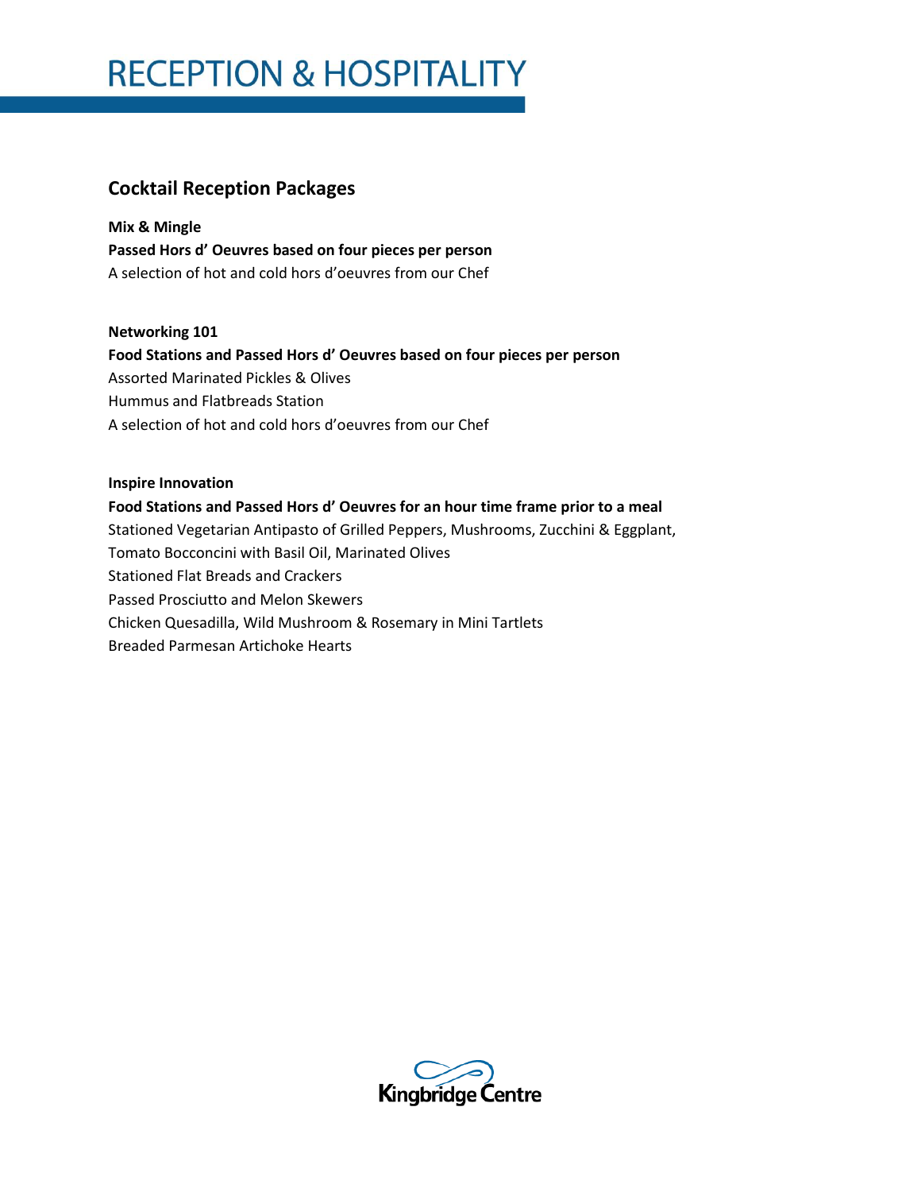# RECEPTION & HOSPITALITY

## Cocktail Reception Packages

**Mix & Mingle**
**Passed Hors d' Oeuvres based on four pieces per person**
A selection of hot and cold hors d'oeuvres from our Chef

**Networking 101**
**Food Stations and Passed Hors d' Oeuvres based on four pieces per person**
Assorted Marinated Pickles & Olives
Hummus and Flatbreads Station
A selection of hot and cold hors d'oeuvres from our Chef

**Inspire Innovation**
**Food Stations and Passed Hors d' Oeuvres for an hour time frame prior to a meal**
Stationed Vegetarian Antipasto of Grilled Peppers, Mushrooms, Zucchini & Eggplant,
Tomato Bocconcini with Basil Oil, Marinated Olives
Stationed Flat Breads and Crackers
Passed Prosciutto and Melon Skewers
Chicken Quesadilla, Wild Mushroom & Rosemary in Mini Tartlets
Breaded Parmesan Artichoke Hearts

Kingbridge Centre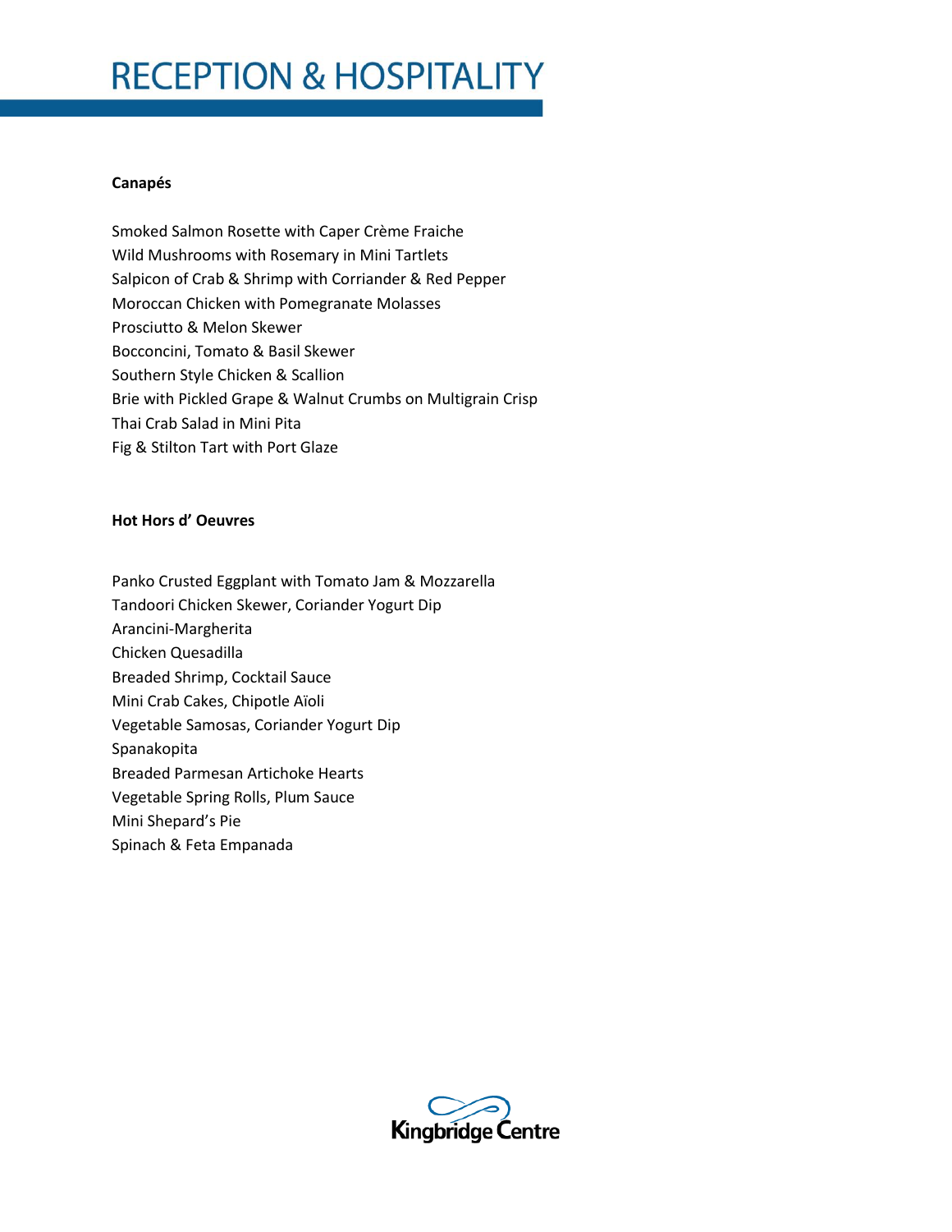# RECEPTION & HOSPITALITY

**Canapés**

Smoked Salmon Rosette with Caper Crème Fraiche
Wild Mushrooms with Rosemary in Mini Tartlets
Salpicon of Crab & Shrimp with Corriander & Red Pepper
Moroccan Chicken with Pomegranate Molasses
Prosciutto & Melon Skewer
Bocconcini, Tomato & Basil Skewer
Southern Style Chicken & Scallion
Brie with Pickled Grape & Walnut Crumbs on Multigrain Crisp
Thai Crab Salad in Mini Pita
Fig & Stilton Tart with Port Glaze

**Hot Hors d' Oeuvres**

Panko Crusted Eggplant with Tomato Jam & Mozzarella
Tandoori Chicken Skewer, Coriander Yogurt Dip
Arancini-Margherita
Chicken Quesadilla
Breaded Shrimp, Cocktail Sauce
Mini Crab Cakes, Chipotle Aïoli
Vegetable Samosas, Coriander Yogurt Dip
Spanakopita
Breaded Parmesan Artichoke Hearts
Vegetable Spring Rolls, Plum Sauce
Mini Shepard's Pie
Spinach & Feta Empanada

Kingbridge Centre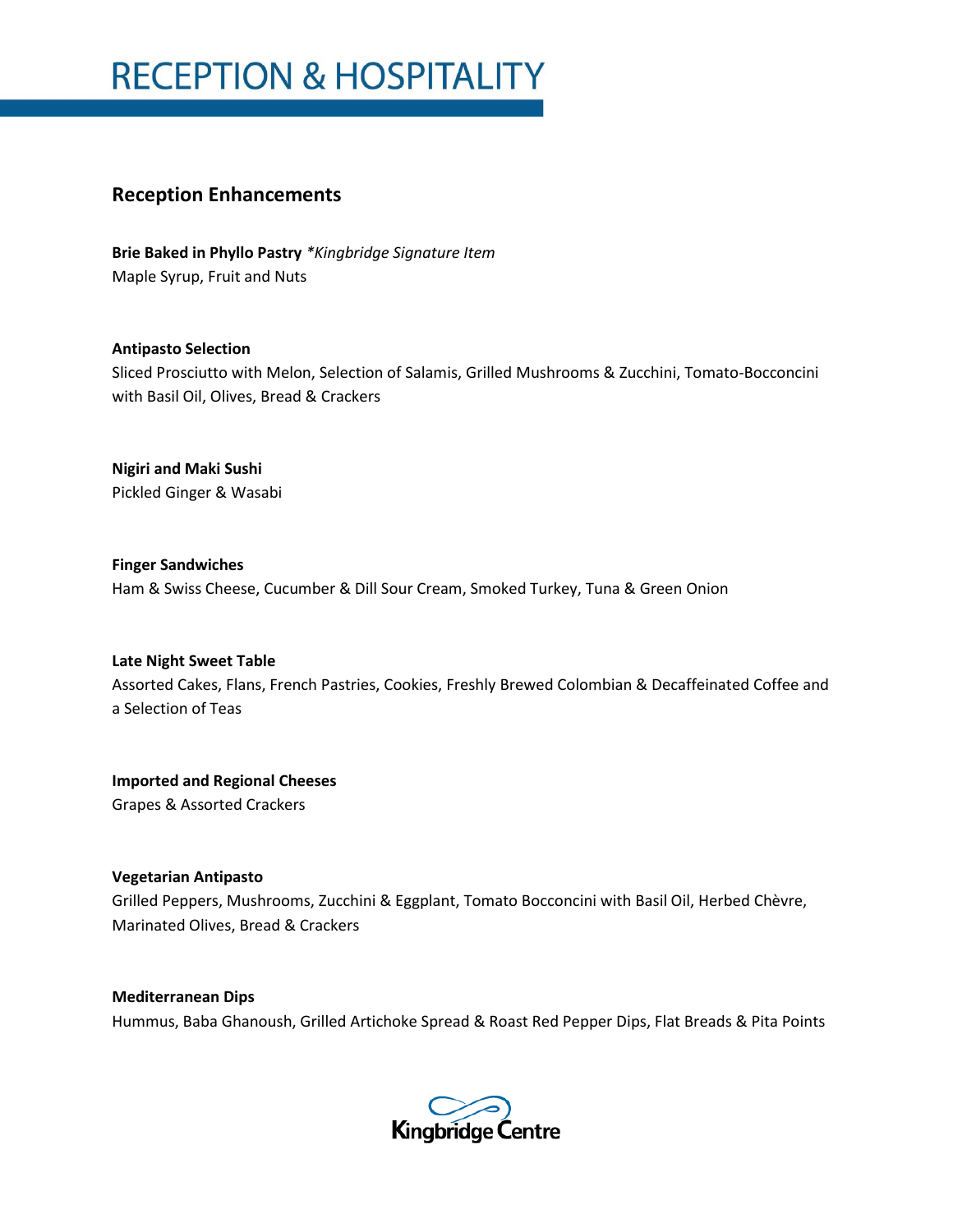# RECEPTION & HOSPITALITY

## Reception Enhancements

**Brie Baked in Phyllo Pastry** *\*Kingbridge Signature Item*
Maple Syrup, Fruit and Nuts

**Antipasto Selection**
Sliced Prosciutto with Melon, Selection of Salamis, Grilled Mushrooms & Zucchini, Tomato-Bocconcini with Basil Oil, Olives, Bread & Crackers

**Nigiri and Maki Sushi**
Pickled Ginger & Wasabi

**Finger Sandwiches**
Ham & Swiss Cheese, Cucumber & Dill Sour Cream, Smoked Turkey, Tuna & Green Onion

**Late Night Sweet Table**
Assorted Cakes, Flans, French Pastries, Cookies, Freshly Brewed Colombian & Decaffeinated Coffee and a Selection of Teas

**Imported and Regional Cheeses**
Grapes & Assorted Crackers

**Vegetarian Antipasto**
Grilled Peppers, Mushrooms, Zucchini & Eggplant, Tomato Bocconcini with Basil Oil, Herbed Chèvre, Marinated Olives, Bread & Crackers

**Mediterranean Dips**
Hummus, Baba Ghanoush, Grilled Artichoke Spread & Roast Red Pepper Dips, Flat Breads & Pita Points

Kingbridge Centre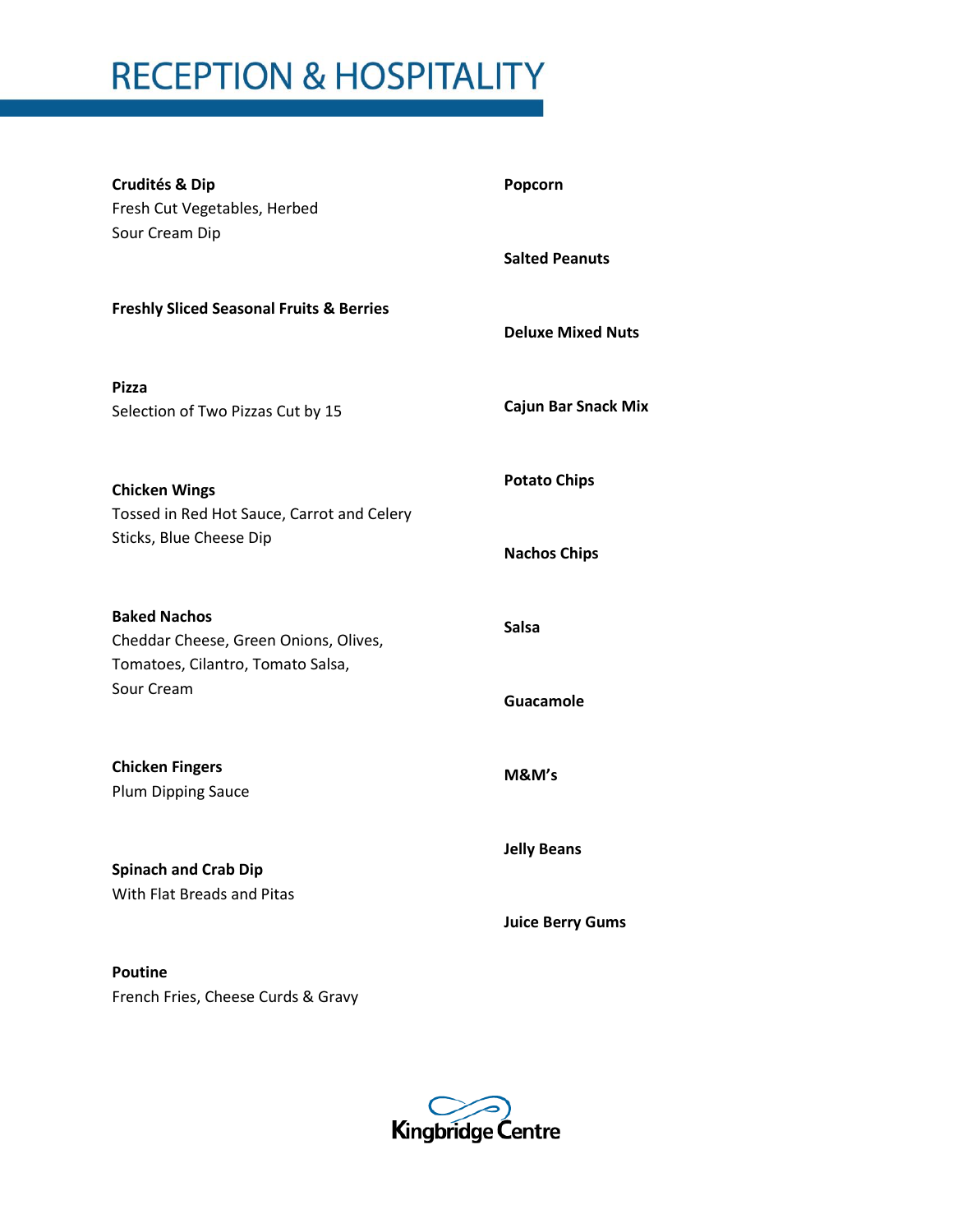# RECEPTION & HOSPITALITY

**Crudités & Dip**
Fresh Cut Vegetables, Herbed Sour Cream Dip

**Freshly Sliced Seasonal Fruits & Berries**

**Pizza**
Selection of Two Pizzas Cut by 15

**Chicken Wings**
Tossed in Red Hot Sauce, Carrot and Celery Sticks, Blue Cheese Dip

**Baked Nachos**
Cheddar Cheese, Green Onions, Olives, Tomatoes, Cilantro, Tomato Salsa, Sour Cream

**Chicken Fingers**
Plum Dipping Sauce

**Spinach and Crab Dip**
With Flat Breads and Pitas

**Poutine**
French Fries, Cheese Curds & Gravy

**Popcorn**

**Salted Peanuts**

**Deluxe Mixed Nuts**

**Cajun Bar Snack Mix**

**Potato Chips**

**Nachos Chips**

**Salsa**

**Guacamole**

**M&M's**

**Jelly Beans**

**Juice Berry Gums**

Kingbridge Centre